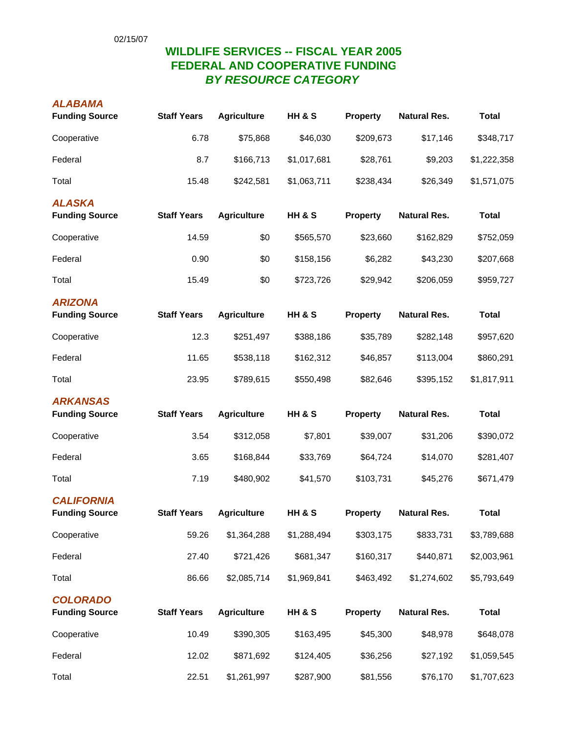02/15/07

# WILDLIFE SERVICES -- FISCAL YEAR 2005
# FEDERAL AND COOPERATIVE FUNDING
## *BY RESOURCE CATEGORY*

### *ALABAMA*

| Funding Source | Staff Years | Agriculture | HH & S | Property | Natural Res. | Total |
|---|---|---|---|---|---|---|
| Cooperative | 6.78 | $75,868 | $46,030 | $209,673 | $17,146 | $348,717 |
| Federal | 8.7 | $166,713 | $1,017,681 | $28,761 | $9,203 | $1,222,358 |
| Total | 15.48 | $242,581 | $1,063,711 | $238,434 | $26,349 | $1,571,075 |

### *ALASKA*

| Funding Source | Staff Years | Agriculture | HH & S | Property | Natural Res. | Total |
|---|---|---|---|---|---|---|
| Cooperative | 14.59 | $0 | $565,570 | $23,660 | $162,829 | $752,059 |
| Federal | 0.90 | $0 | $158,156 | $6,282 | $43,230 | $207,668 |
| Total | 15.49 | $0 | $723,726 | $29,942 | $206,059 | $959,727 |

### *ARIZONA*

| Funding Source | Staff Years | Agriculture | HH & S | Property | Natural Res. | Total |
|---|---|---|---|---|---|---|
| Cooperative | 12.3 | $251,497 | $388,186 | $35,789 | $282,148 | $957,620 |
| Federal | 11.65 | $538,118 | $162,312 | $46,857 | $113,004 | $860,291 |
| Total | 23.95 | $789,615 | $550,498 | $82,646 | $395,152 | $1,817,911 |

### *ARKANSAS*

| Funding Source | Staff Years | Agriculture | HH & S | Property | Natural Res. | Total |
|---|---|---|---|---|---|---|
| Cooperative | 3.54 | $312,058 | $7,801 | $39,007 | $31,206 | $390,072 |
| Federal | 3.65 | $168,844 | $33,769 | $64,724 | $14,070 | $281,407 |
| Total | 7.19 | $480,902 | $41,570 | $103,731 | $45,276 | $671,479 |

### *CALIFORNIA*

| Funding Source | Staff Years | Agriculture | HH & S | Property | Natural Res. | Total |
|---|---|---|---|---|---|---|
| Cooperative | 59.26 | $1,364,288 | $1,288,494 | $303,175 | $833,731 | $3,789,688 |
| Federal | 27.40 | $721,426 | $681,347 | $160,317 | $440,871 | $2,003,961 |
| Total | 86.66 | $2,085,714 | $1,969,841 | $463,492 | $1,274,602 | $5,793,649 |

### *COLORADO*

| Funding Source | Staff Years | Agriculture | HH & S | Property | Natural Res. | Total |
|---|---|---|---|---|---|---|
| Cooperative | 10.49 | $390,305 | $163,495 | $45,300 | $48,978 | $648,078 |
| Federal | 12.02 | $871,692 | $124,405 | $36,256 | $27,192 | $1,059,545 |
| Total | 22.51 | $1,261,997 | $287,900 | $81,556 | $76,170 | $1,707,623 |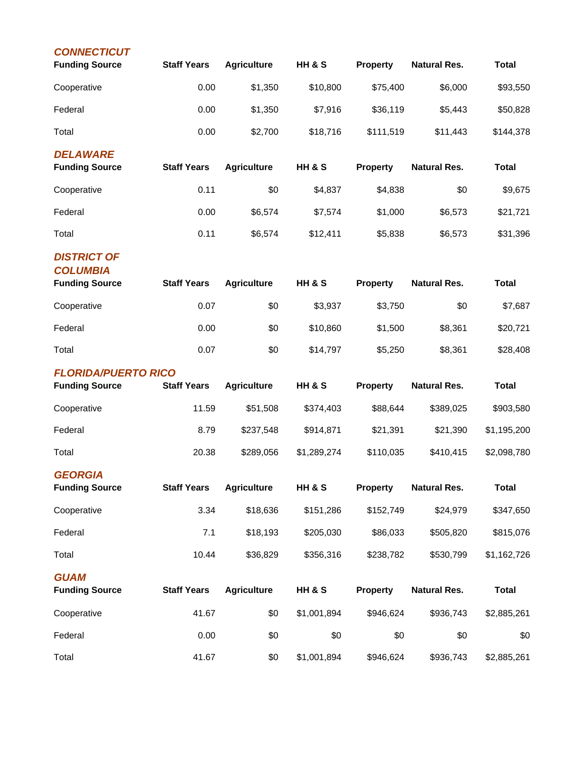### *CONNECTICUT*

| Funding Source | Staff Years | Agriculture | HH & S | Property | Natural Res. | Total |
|---|---|---|---|---|---|---|
| Cooperative | 0.00 | $1,350 | $10,800 | $75,400 | $6,000 | $93,550 |
| Federal | 0.00 | $1,350 | $7,916 | $36,119 | $5,443 | $50,828 |
| Total | 0.00 | $2,700 | $18,716 | $111,519 | $11,443 | $144,378 |

### *DELAWARE*

| Funding Source | Staff Years | Agriculture | HH & S | Property | Natural Res. | Total |
|---|---|---|---|---|---|---|
| Cooperative | 0.11 | $0 | $4,837 | $4,838 | $0 | $9,675 |
| Federal | 0.00 | $6,574 | $7,574 | $1,000 | $6,573 | $21,721 |
| Total | 0.11 | $6,574 | $12,411 | $5,838 | $6,573 | $31,396 |

### *DISTRICT OF COLUMBIA*

| Funding Source | Staff Years | Agriculture | HH & S | Property | Natural Res. | Total |
|---|---|---|---|---|---|---|
| Cooperative | 0.07 | $0 | $3,937 | $3,750 | $0 | $7,687 |
| Federal | 0.00 | $0 | $10,860 | $1,500 | $8,361 | $20,721 |
| Total | 0.07 | $0 | $14,797 | $5,250 | $8,361 | $28,408 |

### *FLORIDA/PUERTO RICO*

| Funding Source | Staff Years | Agriculture | HH & S | Property | Natural Res. | Total |
|---|---|---|---|---|---|---|
| Cooperative | 11.59 | $51,508 | $374,403 | $88,644 | $389,025 | $903,580 |
| Federal | 8.79 | $237,548 | $914,871 | $21,391 | $21,390 | $1,195,200 |
| Total | 20.38 | $289,056 | $1,289,274 | $110,035 | $410,415 | $2,098,780 |

### *GEORGIA*

| Funding Source | Staff Years | Agriculture | HH & S | Property | Natural Res. | Total |
|---|---|---|---|---|---|---|
| Cooperative | 3.34 | $18,636 | $151,286 | $152,749 | $24,979 | $347,650 |
| Federal | 7.1 | $18,193 | $205,030 | $86,033 | $505,820 | $815,076 |
| Total | 10.44 | $36,829 | $356,316 | $238,782 | $530,799 | $1,162,726 |

### *GUAM*

| Funding Source | Staff Years | Agriculture | HH & S | Property | Natural Res. | Total |
|---|---|---|---|---|---|---|
| Cooperative | 41.67 | $0 | $1,001,894 | $946,624 | $936,743 | $2,885,261 |
| Federal | 0.00 | $0 | $0 | $0 | $0 | $0 |
| Total | 41.67 | $0 | $1,001,894 | $946,624 | $936,743 | $2,885,261 |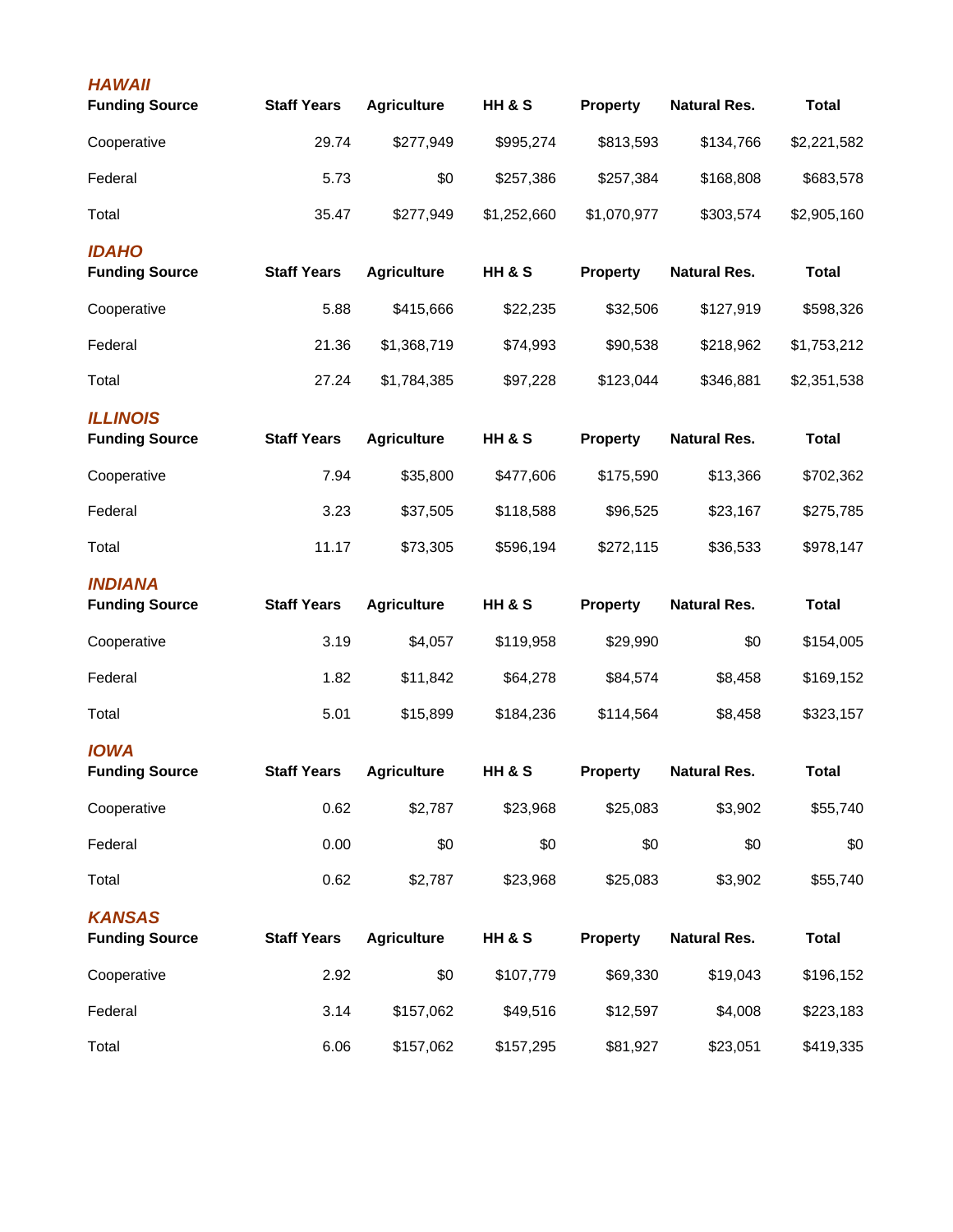### *HAWAII*

| Funding Source | Staff Years | Agriculture | HH & S | Property | Natural Res. | Total |
|---|---|---|---|---|---|---|
| Cooperative | 29.74 | $277,949 | $995,274 | $813,593 | $134,766 | $2,221,582 |
| Federal | 5.73 | $0 | $257,386 | $257,384 | $168,808 | $683,578 |
| Total | 35.47 | $277,949 | $1,252,660 | $1,070,977 | $303,574 | $2,905,160 |

### *IDAHO*

| Funding Source | Staff Years | Agriculture | HH & S | Property | Natural Res. | Total |
|---|---|---|---|---|---|---|
| Cooperative | 5.88 | $415,666 | $22,235 | $32,506 | $127,919 | $598,326 |
| Federal | 21.36 | $1,368,719 | $74,993 | $90,538 | $218,962 | $1,753,212 |
| Total | 27.24 | $1,784,385 | $97,228 | $123,044 | $346,881 | $2,351,538 |

### *ILLINOIS*

| Funding Source | Staff Years | Agriculture | HH & S | Property | Natural Res. | Total |
|---|---|---|---|---|---|---|
| Cooperative | 7.94 | $35,800 | $477,606 | $175,590 | $13,366 | $702,362 |
| Federal | 3.23 | $37,505 | $118,588 | $96,525 | $23,167 | $275,785 |
| Total | 11.17 | $73,305 | $596,194 | $272,115 | $36,533 | $978,147 |

### *INDIANA*

| Funding Source | Staff Years | Agriculture | HH & S | Property | Natural Res. | Total |
|---|---|---|---|---|---|---|
| Cooperative | 3.19 | $4,057 | $119,958 | $29,990 | $0 | $154,005 |
| Federal | 1.82 | $11,842 | $64,278 | $84,574 | $8,458 | $169,152 |
| Total | 5.01 | $15,899 | $184,236 | $114,564 | $8,458 | $323,157 |

### *IOWA*

| Funding Source | Staff Years | Agriculture | HH & S | Property | Natural Res. | Total |
|---|---|---|---|---|---|---|
| Cooperative | 0.62 | $2,787 | $23,968 | $25,083 | $3,902 | $55,740 |
| Federal | 0.00 | $0 | $0 | $0 | $0 | $0 |
| Total | 0.62 | $2,787 | $23,968 | $25,083 | $3,902 | $55,740 |

### *KANSAS*

| Funding Source | Staff Years | Agriculture | HH & S | Property | Natural Res. | Total |
|---|---|---|---|---|---|---|
| Cooperative | 2.92 | $0 | $107,779 | $69,330 | $19,043 | $196,152 |
| Federal | 3.14 | $157,062 | $49,516 | $12,597 | $4,008 | $223,183 |
| Total | 6.06 | $157,062 | $157,295 | $81,927 | $23,051 | $419,335 |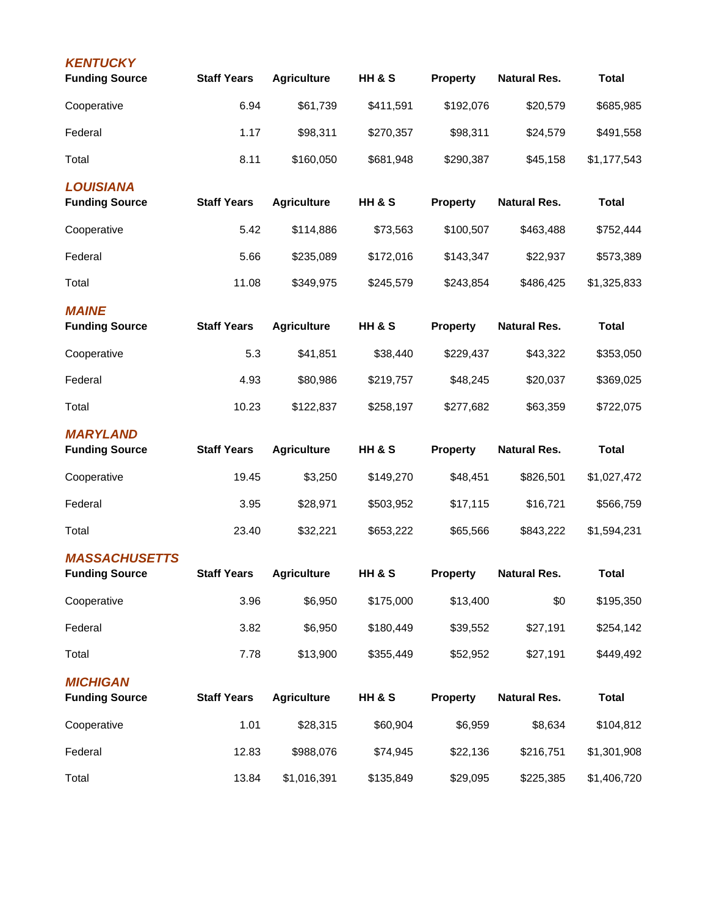### *KENTUCKY*

| Funding Source | Staff Years | Agriculture | HH & S | Property | Natural Res. | Total |
|---|---|---|---|---|---|---|
| Cooperative | 6.94 | $61,739 | $411,591 | $192,076 | $20,579 | $685,985 |
| Federal | 1.17 | $98,311 | $270,357 | $98,311 | $24,579 | $491,558 |
| Total | 8.11 | $160,050 | $681,948 | $290,387 | $45,158 | $1,177,543 |

### *LOUISIANA*

| Funding Source | Staff Years | Agriculture | HH & S | Property | Natural Res. | Total |
|---|---|---|---|---|---|---|
| Cooperative | 5.42 | $114,886 | $73,563 | $100,507 | $463,488 | $752,444 |
| Federal | 5.66 | $235,089 | $172,016 | $143,347 | $22,937 | $573,389 |
| Total | 11.08 | $349,975 | $245,579 | $243,854 | $486,425 | $1,325,833 |

### *MAINE*

| Funding Source | Staff Years | Agriculture | HH & S | Property | Natural Res. | Total |
|---|---|---|---|---|---|---|
| Cooperative | 5.3 | $41,851 | $38,440 | $229,437 | $43,322 | $353,050 |
| Federal | 4.93 | $80,986 | $219,757 | $48,245 | $20,037 | $369,025 |
| Total | 10.23 | $122,837 | $258,197 | $277,682 | $63,359 | $722,075 |

### *MARYLAND*

| Funding Source | Staff Years | Agriculture | HH & S | Property | Natural Res. | Total |
|---|---|---|---|---|---|---|
| Cooperative | 19.45 | $3,250 | $149,270 | $48,451 | $826,501 | $1,027,472 |
| Federal | 3.95 | $28,971 | $503,952 | $17,115 | $16,721 | $566,759 |
| Total | 23.40 | $32,221 | $653,222 | $65,566 | $843,222 | $1,594,231 |

### *MASSACHUSETTS*

| Funding Source | Staff Years | Agriculture | HH & S | Property | Natural Res. | Total |
|---|---|---|---|---|---|---|
| Cooperative | 3.96 | $6,950 | $175,000 | $13,400 | $0 | $195,350 |
| Federal | 3.82 | $6,950 | $180,449 | $39,552 | $27,191 | $254,142 |
| Total | 7.78 | $13,900 | $355,449 | $52,952 | $27,191 | $449,492 |

### *MICHIGAN*

| Funding Source | Staff Years | Agriculture | HH & S | Property | Natural Res. | Total |
|---|---|---|---|---|---|---|
| Cooperative | 1.01 | $28,315 | $60,904 | $6,959 | $8,634 | $104,812 |
| Federal | 12.83 | $988,076 | $74,945 | $22,136 | $216,751 | $1,301,908 |
| Total | 13.84 | $1,016,391 | $135,849 | $29,095 | $225,385 | $1,406,720 |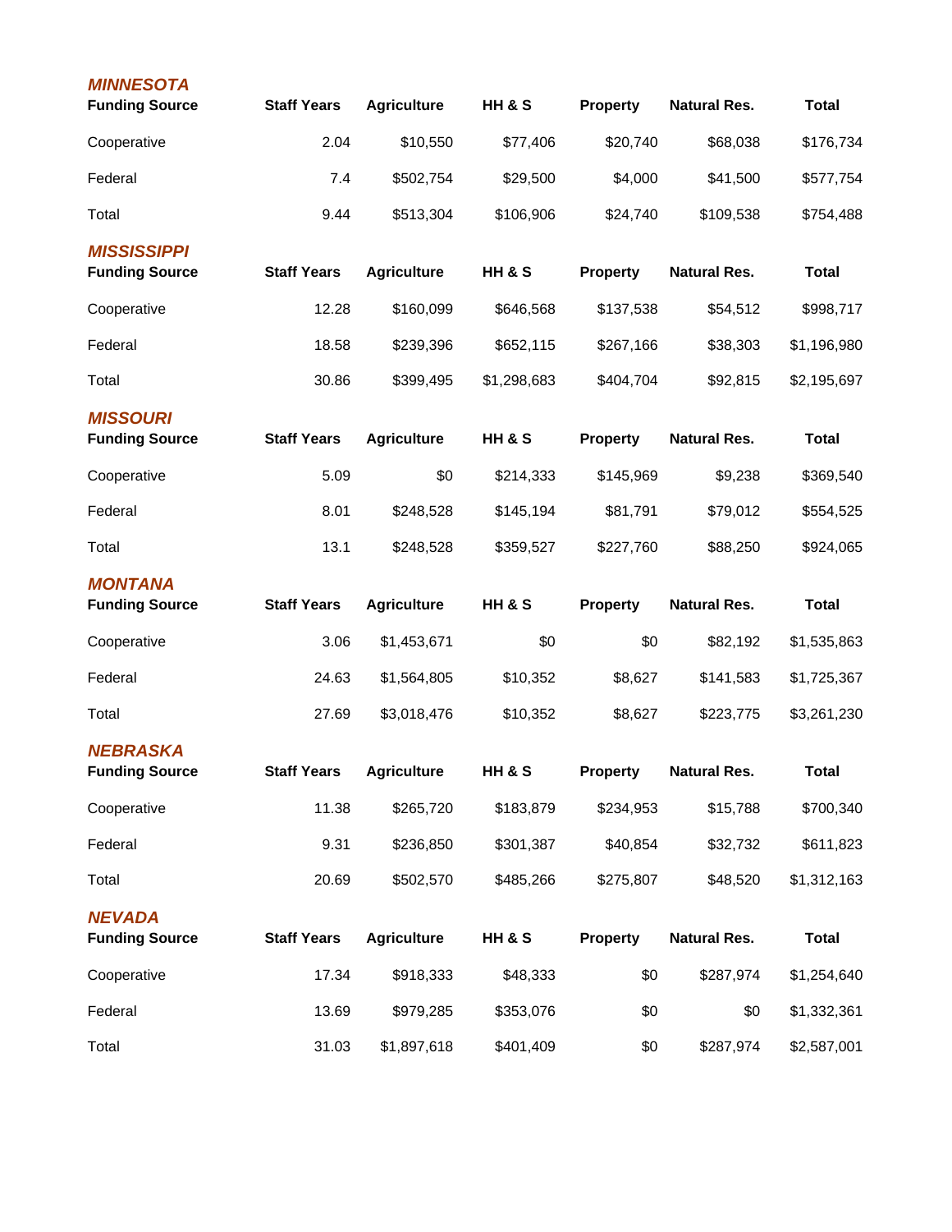### *MINNESOTA*

| Funding Source | Staff Years | Agriculture | HH & S | Property | Natural Res. | Total |
|---|---|---|---|---|---|---|
| Cooperative | 2.04 | $10,550 | $77,406 | $20,740 | $68,038 | $176,734 |
| Federal | 7.4 | $502,754 | $29,500 | $4,000 | $41,500 | $577,754 |
| Total | 9.44 | $513,304 | $106,906 | $24,740 | $109,538 | $754,488 |

### *MISSISSIPPI*

| Funding Source | Staff Years | Agriculture | HH & S | Property | Natural Res. | Total |
|---|---|---|---|---|---|---|
| Cooperative | 12.28 | $160,099 | $646,568 | $137,538 | $54,512 | $998,717 |
| Federal | 18.58 | $239,396 | $652,115 | $267,166 | $38,303 | $1,196,980 |
| Total | 30.86 | $399,495 | $1,298,683 | $404,704 | $92,815 | $2,195,697 |

### *MISSOURI*

| Funding Source | Staff Years | Agriculture | HH & S | Property | Natural Res. | Total |
|---|---|---|---|---|---|---|
| Cooperative | 5.09 | $0 | $214,333 | $145,969 | $9,238 | $369,540 |
| Federal | 8.01 | $248,528 | $145,194 | $81,791 | $79,012 | $554,525 |
| Total | 13.1 | $248,528 | $359,527 | $227,760 | $88,250 | $924,065 |

### *MONTANA*

| Funding Source | Staff Years | Agriculture | HH & S | Property | Natural Res. | Total |
|---|---|---|---|---|---|---|
| Cooperative | 3.06 | $1,453,671 | $0 | $0 | $82,192 | $1,535,863 |
| Federal | 24.63 | $1,564,805 | $10,352 | $8,627 | $141,583 | $1,725,367 |
| Total | 27.69 | $3,018,476 | $10,352 | $8,627 | $223,775 | $3,261,230 |

### *NEBRASKA*

| Funding Source | Staff Years | Agriculture | HH & S | Property | Natural Res. | Total |
|---|---|---|---|---|---|---|
| Cooperative | 11.38 | $265,720 | $183,879 | $234,953 | $15,788 | $700,340 |
| Federal | 9.31 | $236,850 | $301,387 | $40,854 | $32,732 | $611,823 |
| Total | 20.69 | $502,570 | $485,266 | $275,807 | $48,520 | $1,312,163 |

### *NEVADA*

| Funding Source | Staff Years | Agriculture | HH & S | Property | Natural Res. | Total |
|---|---|---|---|---|---|---|
| Cooperative | 17.34 | $918,333 | $48,333 | $0 | $287,974 | $1,254,640 |
| Federal | 13.69 | $979,285 | $353,076 | $0 | $0 | $1,332,361 |
| Total | 31.03 | $1,897,618 | $401,409 | $0 | $287,974 | $2,587,001 |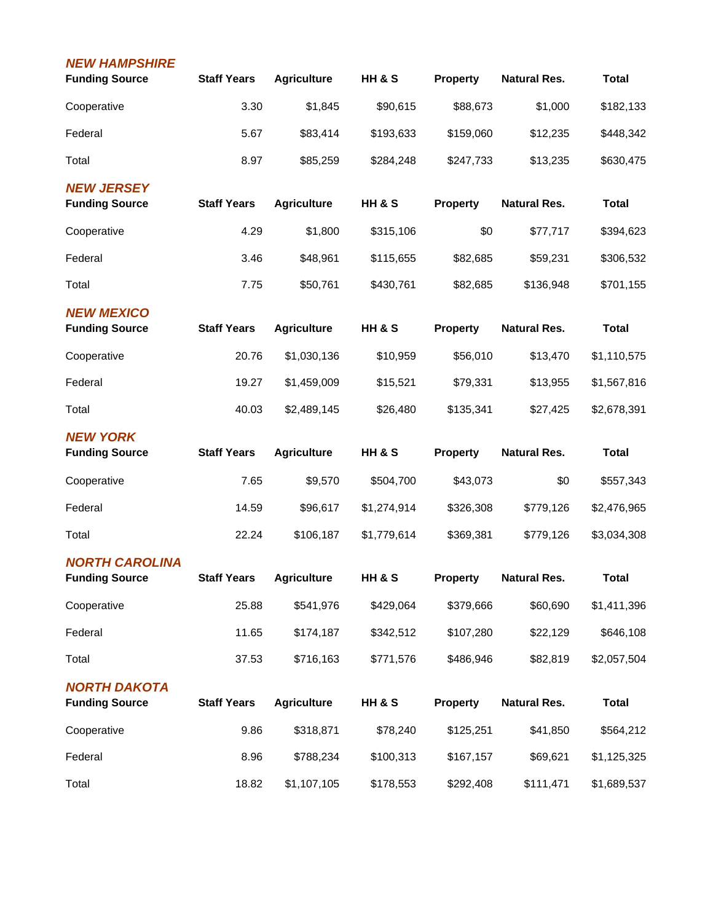### *NEW HAMPSHIRE*

| Funding Source | Staff Years | Agriculture | HH & S | Property | Natural Res. | Total |
|---|---|---|---|---|---|---|
| Cooperative | 3.30 | $1,845 | $90,615 | $88,673 | $1,000 | $182,133 |
| Federal | 5.67 | $83,414 | $193,633 | $159,060 | $12,235 | $448,342 |
| Total | 8.97 | $85,259 | $284,248 | $247,733 | $13,235 | $630,475 |

### *NEW JERSEY*

| Funding Source | Staff Years | Agriculture | HH & S | Property | Natural Res. | Total |
|---|---|---|---|---|---|---|
| Cooperative | 4.29 | $1,800 | $315,106 | $0 | $77,717 | $394,623 |
| Federal | 3.46 | $48,961 | $115,655 | $82,685 | $59,231 | $306,532 |
| Total | 7.75 | $50,761 | $430,761 | $82,685 | $136,948 | $701,155 |

### *NEW MEXICO*

| Funding Source | Staff Years | Agriculture | HH & S | Property | Natural Res. | Total |
|---|---|---|---|---|---|---|
| Cooperative | 20.76 | $1,030,136 | $10,959 | $56,010 | $13,470 | $1,110,575 |
| Federal | 19.27 | $1,459,009 | $15,521 | $79,331 | $13,955 | $1,567,816 |
| Total | 40.03 | $2,489,145 | $26,480 | $135,341 | $27,425 | $2,678,391 |

### *NEW YORK*

| Funding Source | Staff Years | Agriculture | HH & S | Property | Natural Res. | Total |
|---|---|---|---|---|---|---|
| Cooperative | 7.65 | $9,570 | $504,700 | $43,073 | $0 | $557,343 |
| Federal | 14.59 | $96,617 | $1,274,914 | $326,308 | $779,126 | $2,476,965 |
| Total | 22.24 | $106,187 | $1,779,614 | $369,381 | $779,126 | $3,034,308 |

### *NORTH CAROLINA*

| Funding Source | Staff Years | Agriculture | HH & S | Property | Natural Res. | Total |
|---|---|---|---|---|---|---|
| Cooperative | 25.88 | $541,976 | $429,064 | $379,666 | $60,690 | $1,411,396 |
| Federal | 11.65 | $174,187 | $342,512 | $107,280 | $22,129 | $646,108 |
| Total | 37.53 | $716,163 | $771,576 | $486,946 | $82,819 | $2,057,504 |

### *NORTH DAKOTA*

| Funding Source | Staff Years | Agriculture | HH & S | Property | Natural Res. | Total |
|---|---|---|---|---|---|---|
| Cooperative | 9.86 | $318,871 | $78,240 | $125,251 | $41,850 | $564,212 |
| Federal | 8.96 | $788,234 | $100,313 | $167,157 | $69,621 | $1,125,325 |
| Total | 18.82 | $1,107,105 | $178,553 | $292,408 | $111,471 | $1,689,537 |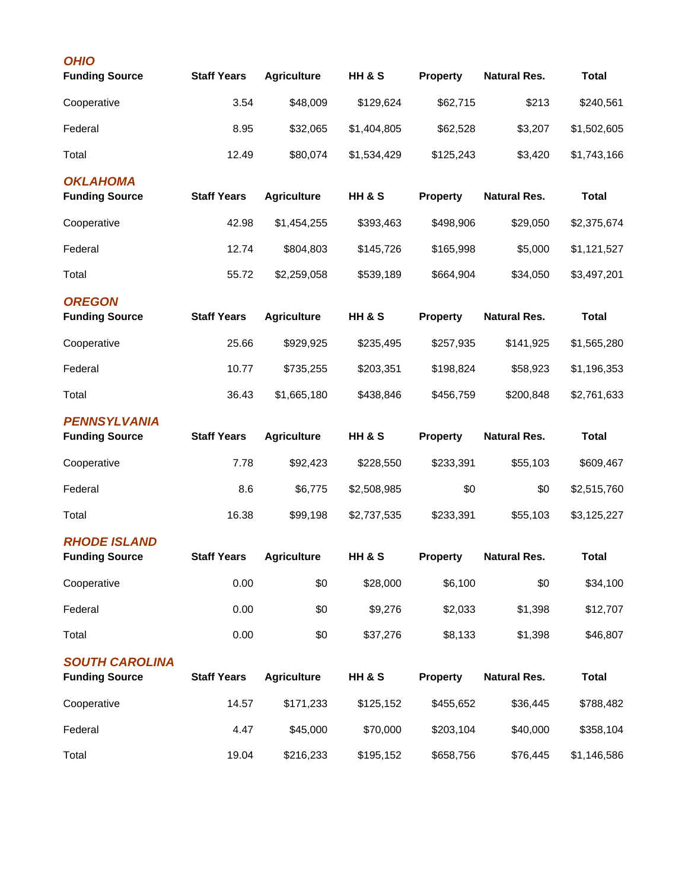### *OHIO*

| Funding Source | Staff Years | Agriculture | HH & S | Property | Natural Res. | Total |
|---|---|---|---|---|---|---|
| Cooperative | 3.54 | $48,009 | $129,624 | $62,715 | $213 | $240,561 |
| Federal | 8.95 | $32,065 | $1,404,805 | $62,528 | $3,207 | $1,502,605 |
| Total | 12.49 | $80,074 | $1,534,429 | $125,243 | $3,420 | $1,743,166 |

### *OKLAHOMA*

| Funding Source | Staff Years | Agriculture | HH & S | Property | Natural Res. | Total |
|---|---|---|---|---|---|---|
| Cooperative | 42.98 | $1,454,255 | $393,463 | $498,906 | $29,050 | $2,375,674 |
| Federal | 12.74 | $804,803 | $145,726 | $165,998 | $5,000 | $1,121,527 |
| Total | 55.72 | $2,259,058 | $539,189 | $664,904 | $34,050 | $3,497,201 |

### *OREGON*

| Funding Source | Staff Years | Agriculture | HH & S | Property | Natural Res. | Total |
|---|---|---|---|---|---|---|
| Cooperative | 25.66 | $929,925 | $235,495 | $257,935 | $141,925 | $1,565,280 |
| Federal | 10.77 | $735,255 | $203,351 | $198,824 | $58,923 | $1,196,353 |
| Total | 36.43 | $1,665,180 | $438,846 | $456,759 | $200,848 | $2,761,633 |

### *PENNSYLVANIA*

| Funding Source | Staff Years | Agriculture | HH & S | Property | Natural Res. | Total |
|---|---|---|---|---|---|---|
| Cooperative | 7.78 | $92,423 | $228,550 | $233,391 | $55,103 | $609,467 |
| Federal | 8.6 | $6,775 | $2,508,985 | $0 | $0 | $2,515,760 |
| Total | 16.38 | $99,198 | $2,737,535 | $233,391 | $55,103 | $3,125,227 |

### *RHODE ISLAND*

| Funding Source | Staff Years | Agriculture | HH & S | Property | Natural Res. | Total |
|---|---|---|---|---|---|---|
| Cooperative | 0.00 | $0 | $28,000 | $6,100 | $0 | $34,100 |
| Federal | 0.00 | $0 | $9,276 | $2,033 | $1,398 | $12,707 |
| Total | 0.00 | $0 | $37,276 | $8,133 | $1,398 | $46,807 |

### *SOUTH CAROLINA*

| Funding Source | Staff Years | Agriculture | HH & S | Property | Natural Res. | Total |
|---|---|---|---|---|---|---|
| Cooperative | 14.57 | $171,233 | $125,152 | $455,652 | $36,445 | $788,482 |
| Federal | 4.47 | $45,000 | $70,000 | $203,104 | $40,000 | $358,104 |
| Total | 19.04 | $216,233 | $195,152 | $658,756 | $76,445 | $1,146,586 |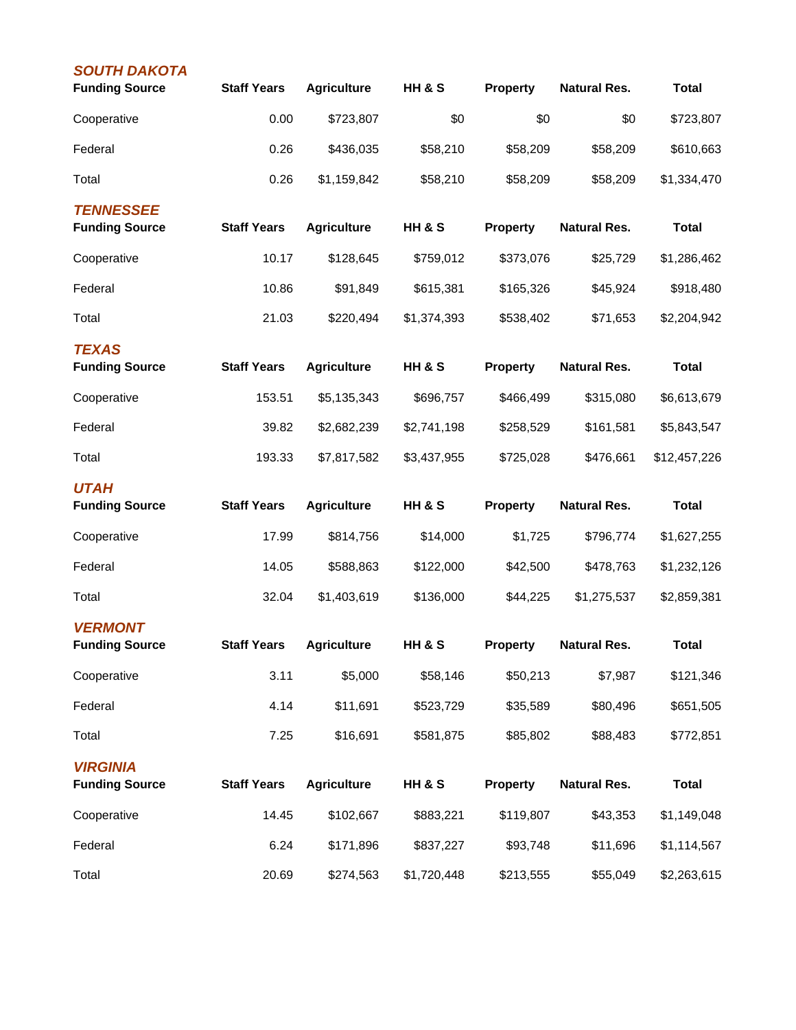### SOUTH DAKOTA

| Funding Source | Staff Years | Agriculture | HH & S | Property | Natural Res. | Total |
|---|---|---|---|---|---|---|
| Cooperative | 0.00 | $723,807 | $0 | $0 | $0 | $723,807 |
| Federal | 0.26 | $436,035 | $58,210 | $58,209 | $58,209 | $610,663 |
| Total | 0.26 | $1,159,842 | $58,210 | $58,209 | $58,209 | $1,334,470 |

### TENNESSEE

| Funding Source | Staff Years | Agriculture | HH & S | Property | Natural Res. | Total |
|---|---|---|---|---|---|---|
| Cooperative | 10.17 | $128,645 | $759,012 | $373,076 | $25,729 | $1,286,462 |
| Federal | 10.86 | $91,849 | $615,381 | $165,326 | $45,924 | $918,480 |
| Total | 21.03 | $220,494 | $1,374,393 | $538,402 | $71,653 | $2,204,942 |

### TEXAS

| Funding Source | Staff Years | Agriculture | HH & S | Property | Natural Res. | Total |
|---|---|---|---|---|---|---|
| Cooperative | 153.51 | $5,135,343 | $696,757 | $466,499 | $315,080 | $6,613,679 |
| Federal | 39.82 | $2,682,239 | $2,741,198 | $258,529 | $161,581 | $5,843,547 |
| Total | 193.33 | $7,817,582 | $3,437,955 | $725,028 | $476,661 | $12,457,226 |

### UTAH

| Funding Source | Staff Years | Agriculture | HH & S | Property | Natural Res. | Total |
|---|---|---|---|---|---|---|
| Cooperative | 17.99 | $814,756 | $14,000 | $1,725 | $796,774 | $1,627,255 |
| Federal | 14.05 | $588,863 | $122,000 | $42,500 | $478,763 | $1,232,126 |
| Total | 32.04 | $1,403,619 | $136,000 | $44,225 | $1,275,537 | $2,859,381 |

### VERMONT

| Funding Source | Staff Years | Agriculture | HH & S | Property | Natural Res. | Total |
|---|---|---|---|---|---|---|
| Cooperative | 3.11 | $5,000 | $58,146 | $50,213 | $7,987 | $121,346 |
| Federal | 4.14 | $11,691 | $523,729 | $35,589 | $80,496 | $651,505 |
| Total | 7.25 | $16,691 | $581,875 | $85,802 | $88,483 | $772,851 |

### VIRGINIA

| Funding Source | Staff Years | Agriculture | HH & S | Property | Natural Res. | Total |
|---|---|---|---|---|---|---|
| Cooperative | 14.45 | $102,667 | $883,221 | $119,807 | $43,353 | $1,149,048 |
| Federal | 6.24 | $171,896 | $837,227 | $93,748 | $11,696 | $1,114,567 |
| Total | 20.69 | $274,563 | $1,720,448 | $213,555 | $55,049 | $2,263,615 |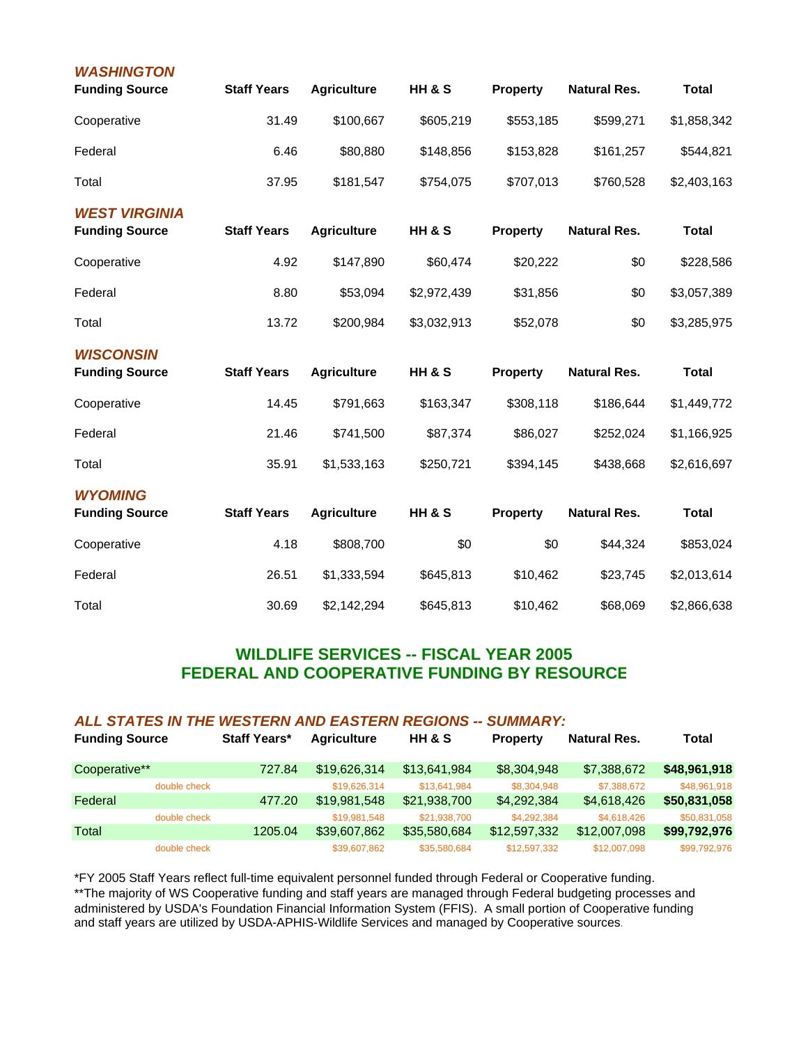### *WASHINGTON*

| Funding Source | Staff Years | Agriculture | HH & S | Property | Natural Res. | Total |
|---|---|---|---|---|---|---|
| Cooperative | 31.49 | $100,667 | $605,219 | $553,185 | $599,271 | $1,858,342 |
| Federal | 6.46 | $80,880 | $148,856 | $153,828 | $161,257 | $544,821 |
| Total | 37.95 | $181,547 | $754,075 | $707,013 | $760,528 | $2,403,163 |

### *WEST VIRGINIA*

| Funding Source | Staff Years | Agriculture | HH & S | Property | Natural Res. | Total |
|---|---|---|---|---|---|---|
| Cooperative | 4.92 | $147,890 | $60,474 | $20,222 | $0 | $228,586 |
| Federal | 8.80 | $53,094 | $2,972,439 | $31,856 | $0 | $3,057,389 |
| Total | 13.72 | $200,984 | $3,032,913 | $52,078 | $0 | $3,285,975 |

### *WISCONSIN*

| Funding Source | Staff Years | Agriculture | HH & S | Property | Natural Res. | Total |
|---|---|---|---|---|---|---|
| Cooperative | 14.45 | $791,663 | $163,347 | $308,118 | $186,644 | $1,449,772 |
| Federal | 21.46 | $741,500 | $87,374 | $86,027 | $252,024 | $1,166,925 |
| Total | 35.91 | $1,533,163 | $250,721 | $394,145 | $438,668 | $2,616,697 |

### *WYOMING*

| Funding Source | Staff Years | Agriculture | HH & S | Property | Natural Res. | Total |
|---|---|---|---|---|---|---|
| Cooperative | 4.18 | $808,700 | $0 | $0 | $44,324 | $853,024 |
| Federal | 26.51 | $1,333,594 | $645,813 | $10,462 | $23,745 | $2,013,614 |
| Total | 30.69 | $2,142,294 | $645,813 | $10,462 | $68,069 | $2,866,638 |

## WILDLIFE SERVICES -- FISCAL YEAR 2005
## FEDERAL AND COOPERATIVE FUNDING BY RESOURCE

### *ALL STATES IN THE WESTERN AND EASTERN REGIONS -- SUMMARY:*

| Funding Source | Staff Years* | Agriculture | HH & S | Property | Natural Res. | Total |
|---|---|---|---|---|---|---|
| Cooperative** | 727.84 | $19,626,314 | $13,641,984 | $8,304,948 | $7,388,672 | **$48,961,918** |
| double check | | $19,626,314 | $13,641,984 | $8,304,948 | $7,388,672 | $48,961,918 |
| Federal | 477.20 | $19,981,548 | $21,938,700 | $4,292,384 | $4,618,426 | **$50,831,058** |
| double check | | $19,981,548 | $21,938,700 | $4,292,384 | $4,618,426 | $50,831,058 |
| Total | 1205.04 | $39,607,862 | $35,580,684 | $12,597,332 | $12,007,098 | **$99,792,976** |
| double check | | $39,607,862 | $35,580,684 | $12,597,332 | $12,007,098 | $99,792,976 |

*FY 2005 Staff Years reflect full-time equivalent personnel funded through Federal or Cooperative funding.
**The majority of WS Cooperative funding and staff years are managed through Federal budgeting processes and administered by USDA's Foundation Financial Information System (FFIS). A small portion of Cooperative funding and staff years are utilized by USDA-APHIS-Wildlife Services and managed by Cooperative sources.